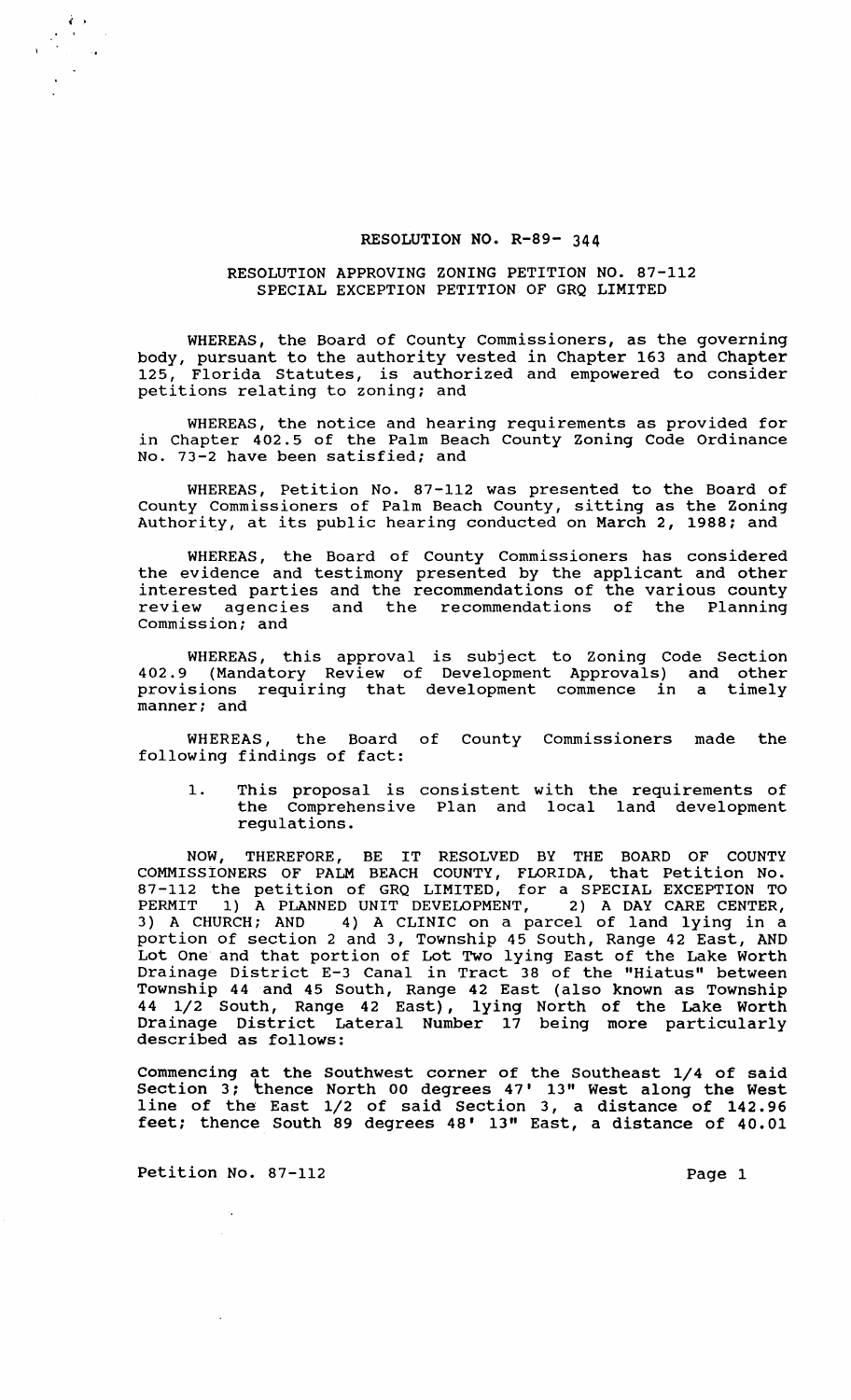# RESOLUTION NO. R-89- 344

## RESOLUTION APPROVING ZONING PETITION NO. 87-112 SPECIAL EXCEPTION PETITION OF GRQ LIMITED

WHEREAS, the Board of County Commissioners, as the governing body, pursuant to the authority vested in Chapter 163 and Chapter 125, Florida Statutes, is authorized and empowered to consider petitions relating to zoning; and

WHEREAS, the notice and hearing requirements as provided for in Chapter 402.5 of the Palm Beach County Zoning Code Ordinance No. 73-2 have been satisfied; and

WHEREAS, Petition No. 87-112 was presented to the Board of County Commissioners of Palm Beach County, sitting as the Zoning Authority, at its public hearing conducted on March 2, 1988; and

WHEREAS, the Board of County Commissioners has considered the evidence and testimony presented by the applicant and other interested parties and the recommendations of the various county review agencies and the recommendations of the Planning Commission; and

WHEREAS, this approval is subject to Zoning Code Section 402.9 (Mandatory Review of Development Approvals) and other provisions requiring that development commence in a timely manner; and

WHEREAS, the Board of County Commissioners made the following findings of fact:

1. This proposal is consistent with the requirements of the Comprehensive Plan and local land development regulations.

NOW, THEREFORE, BE IT RESOLVED BY THE BOARD OF COUNTY COMMISSIONERS OF PALM BEACH COUNTY, FLORIDA, that Petition No. 87-112 the petition of GRQ LIMITED, for a SPECIAL EXCEPTION TO PERMIT 1) A PLANNED UNIT DEVELOPMENT, 2) A DAY CARE CENTER, 3) A CHURCH; AND 4) A CLINIC on a parcel of land lying in a portion of section 2 and 3, Township 45 South, Range 42 East, AND Lot One and that portion of Lot Two lying East of the Lake Worth Drainage District E-3 Canal in Tract 38 of the "Hiatus" between Township 44 and 45 South, Range 42 East (also known as Township 44 1/2 South, Range 42 East), lying North of the Lake Worth Drainage District Lateral Number 17 being more particularly described as follows:

Commencing at the Southwest corner of the Southeast 1/4 of said Section 3; thence North 00 degrees 47' 13" West along the West line of the East 1/2 of said Section 3, a distance of 142.96 feet; thence South 89 degrees 48' 13" East, a distance of 40.01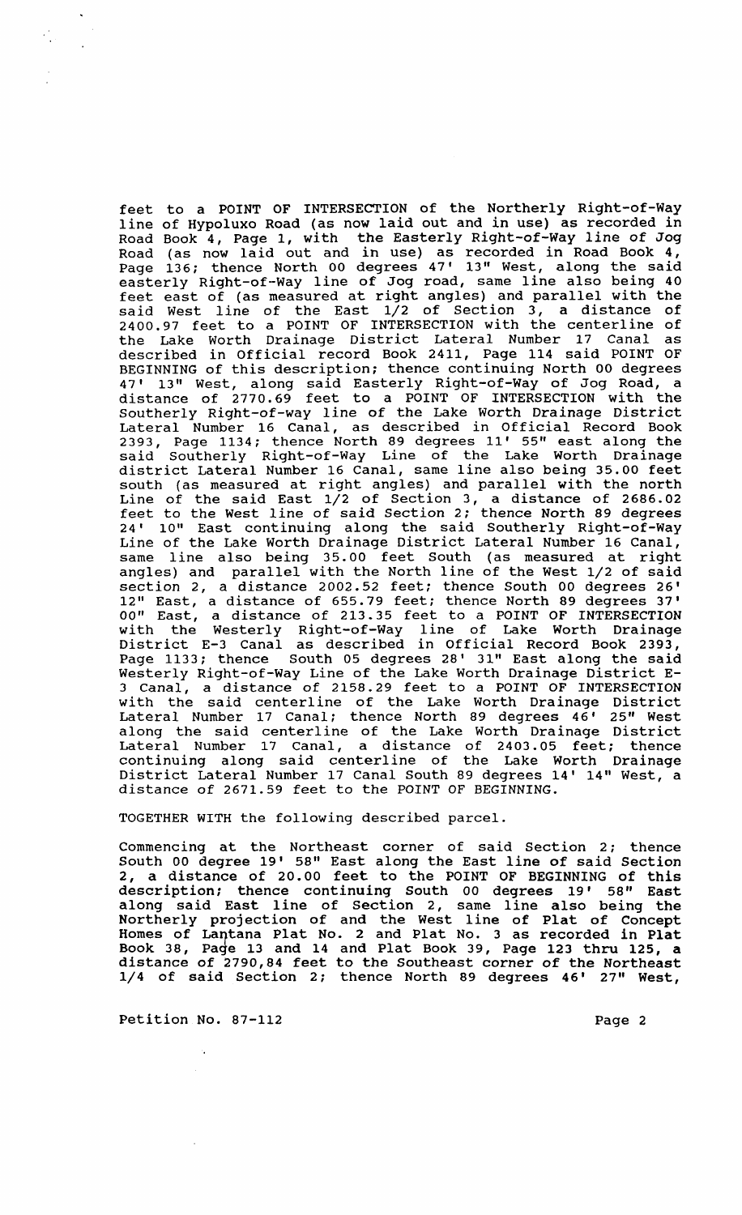feet to a POINT OF INTERSECTION of the Northerly Right-of-Way line of Hypoluxo Road (as now laid out and in use) as recorded in Road Book 4, Page 1, with the Easterly Right-of-Way line of Jog Road (as now laid out and in use) as recorded in Road Book 4, Page 136; thence North 00 degrees 47' 13" West, along the said easterly Right-of-Way line of Jog road, same line also being 40 feet east of (as measured at right angles) and parallel with the said West line of the East 1/2 of Section 3, a distance of 2400.97 feet to a POINT OF INTERSECTION with the centerline of the Lake Worth Drainage District Lateral Number 17 Canal as described in Official record Book 2411, Page 114 said POINT OF BEGINNING of this description; thence continuing North 00 degrees 47' 13" West, along said Easterly Right-of-Way of Jog Road, a distance of 2770.69 feet to a POINT OF INTERSECTION with the Southerly Right-of-way line of the Lake Worth Drainage District Lateral Number 16 Canal, as described in Official Record Book 2393, Page 1134; thence North 89 degrees 11' 55" east along the said Southerly Right-of-Way Line of the Lake Worth Drainage district Lateral Number 16 Canal, same line also being 35.00 feet south (as measured at right angles) and parallel with the north Line of the said East 1/2 of Section 3, a distance of 2686.02 feet to the West line of said Section 2; thence North 89 degrees 24' 10" East continuing along the said Southerly Right-of-Way Line of the Lake Worth Drainage District Lateral Number 16 Canal, same line also being 35.00 feet South (as measured at right angles) and parallel with the North line of the West 1/2 of said section 2, a distance 2002.52 feet; thence South 00 degrees 26' 12" East, a distance of 655.79 feet; thence North 89 degrees 37' 00" East, a distance of 213.35 feet to a POINT OF INTERSECTION with the Westerly Right-of-Way line of Lake Worth Drainage District E-3 Canal as described in Official Record Book 2393, Page 1133; thence South 05 degrees 28' 31" East along the said Westerly Right-of-Way Line of the Lake Worth Drainage District E-3 Canal, a distance of 2158.29 feet to a POINT OF INTERSECTION with the said centerline of the Lake Worth Drainage District Lateral Number 17 Canal; thence North 89 degrees 46' 25" West along the said centerline of the Lake Worth Drainage District Lateral Number 17 Canal, a distance of 2403.05 feet; thence continuing along said centerline of the Lake Worth Drainage District Lateral Number 17 Canal South 89 degrees 14' 14" West, a distance of 2671.59 feet to the POINT OF BEGINNING.

TOGETHER WITH the following described parcel.

Commencing at the Northeast corner of said Section 2; thence South 00 degree 19' 58" East along the East line of said Section 2, a distance of 20.00 feet to the POINT OF BEGINNING of this description; thence continuing South 00 degrees 19' 58" East along said East line of Section 2, same line also being the Northerly projection of and the West line of Plat of Concept Homes of Lantana Plat No. 2 and Plat No. 3 as recorded in Plat Book 38, Page 13 and 14 and Plat Book 39, Page 123 thru 125, a distance of 2790,84 feet to the Southeast corner of the Northeast 1/4 of said Section 2; thence North 89 degrees 46' 27" West,

Petition No. 87-112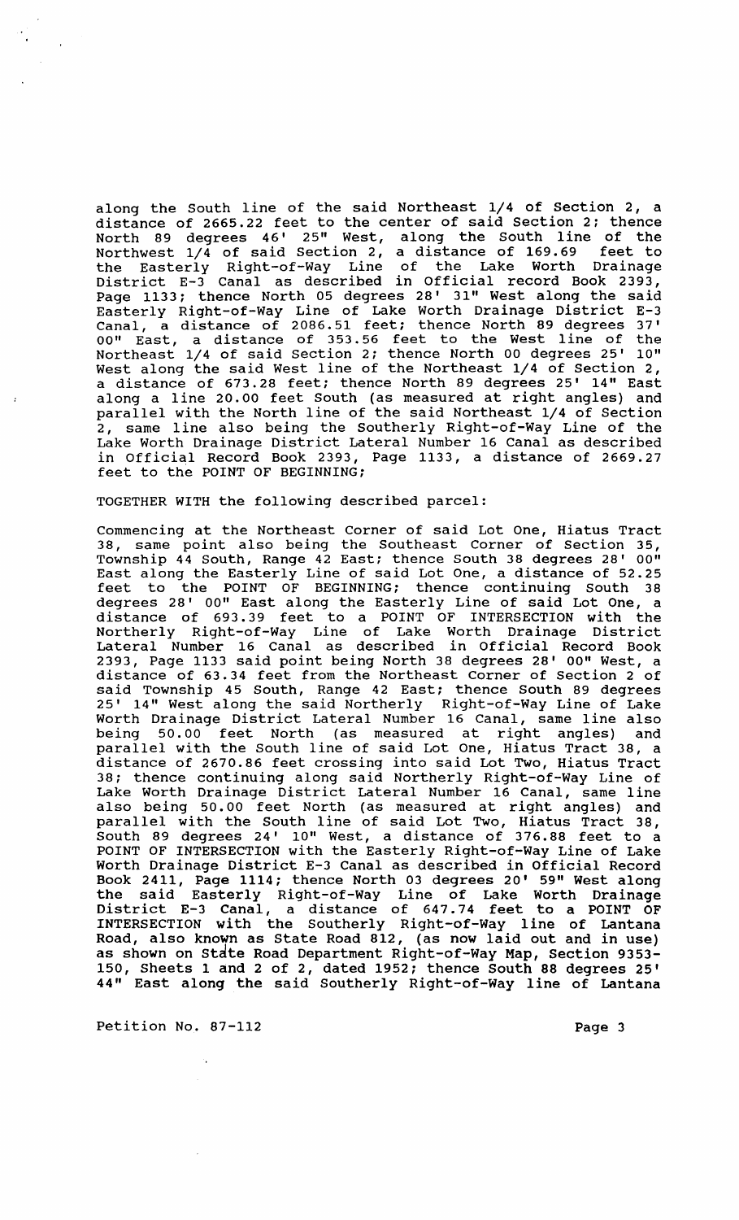along the South line of the said Northeast 1/4 of Section 2, a distance of 2665.22 feet to the center of said Section 2; thence North 89 degrees 46' 25" West, along the South line of the Northwest 1/4 of said Section 2, a distance of 169.69 feet to the Easterly Right-of-Way Line of the Lake Worth Drainage District E-3 Canal as described in Official record Book 2393, Page 1133; thence North 05 degrees 28' 31" West along the said Easterly Right-of-Way Line of Lake Worth Drainage District E-3 Canal, a distance of 2086.51 feet; thence North 89 degrees 37' 00" East, a distance of 353.56 feet to the West line of the Northeast 1/4 of said Section 2; thence North 00 degrees 25' 10" West along the said West line of the Northeast 1/4 of Section 2, a distance of 673.28 feet; thence North 89 degrees 25' 14" East along a line 20.00 feet South (as measured at right angles) and parallel with the North line of the said Northeast 1/4 of Section 2, same line also being the Southerly Right-of-Way Line of the Lake Worth Drainage District Lateral Number 16 Canal as described in Official Record Book 2393, Page 1133, a distance of 2669.27 feet to the POINT OF BEGINNING;

TOGETHER WITH the following described parcel:

Commencing at the Northeast Corner of said Lot One, Hiatus Tract 38, same point also being the Southeast Corner of Section 35, Township 44 South, Range 42 East; thence South 38 degrees 28' 00" East along the Easterly Line of said Lot One, a distance of 52.25 feet to the POINT OF BEGINNING; thence continuing South 38 degrees 28' 00" East along the Easterly Line of said Lot One, a distance of 693.39 feet to a POINT OF INTERSECTION with the Northerly Right-of-Way Line of Lake Worth Drainage District Lateral Number 16 Canal as described in Official Record Book 2393, Page 1133 said point being North 38 degrees 28' 00" West, a distance of 63.34 feet from the Northeast Corner of Section 2 of said Township 45 South, Range 42 East; thence South 89 degrees 25' 14" West along the said Northerly Right-of-Way Line of Lake Worth Drainage District Lateral Number 16 Canal, same line also being 50.00 feet North (as measured at right angles) and parallel with the South line of said Lot One, Hiatus Tract 38, a distance of 2670.86 feet crossing into said Lot Two, Hiatus Tract 38; thence continuing along said Northerly Right-of-Way Line of Lake Worth Drainage District Lateral Number 16 Canal, same line also being 50.00 feet North (as measured at right angles) and parallel with the South line of said Lot Two, Hiatus Tract 38, South 89 degrees 24' 10" West, a distance of 376.88 feet to a POINT OF INTERSECTION with the Easterly Right-of-Way Line of Lake Worth Drainage District E-3 Canal as described in Official Record Book 2411, Page 1114; thence North 03 degrees 20' 59" West along the said Easterly Right-of-Way Line of Lake Worth Drainage District E-3 Canal, a distance of 647.74 feet to a POINT OF INTERSECTION with the Southerly Right-of-Way line of Lantana Road, also known as State Road 812, (as now laid out and in use) as shown on State Road Department Right-of-Way Map, Section 9353-150, Sheets 1 and 2 of 2, dated 1952; thence South 88 degrees 25' 44" East along the said Southerly Right-of-Way line of Lantana

Petition No. 87-112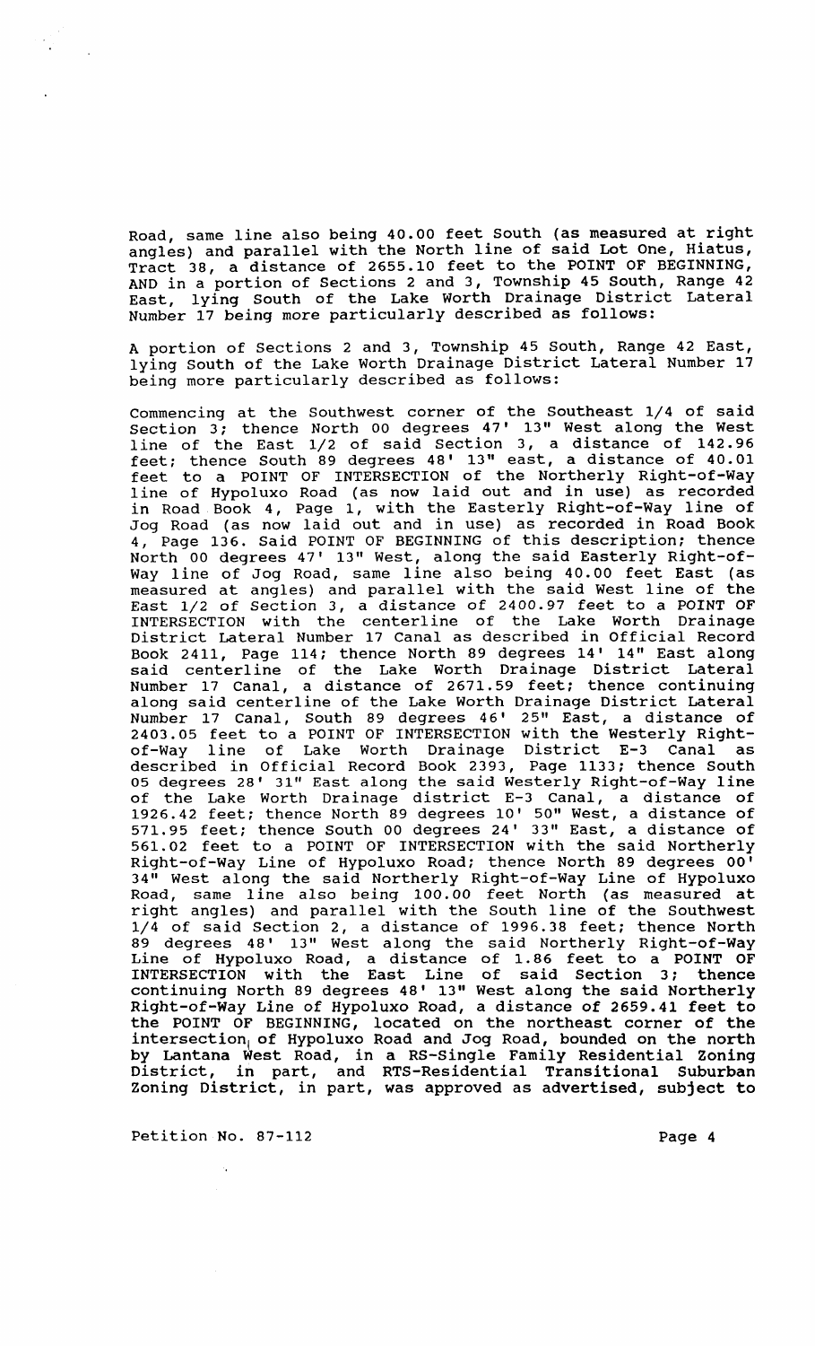Road, same line also being 40.00 feet South (as measured at right angles) and parallel with the North line of said Lot One, Hiatus, Tract 38, a distance of 2655.10 feet to the POINT OF BEGINNING, AND in a portion of Sections 2 and 3, Township 45 South, Range 42 East, lying South of the Lake Worth Drainage District Lateral Number 17 being more particularly described as follows:

A portion of Sections 2 and 3, Township 45 South, Range 42 East, lying South of the Lake Worth Drainage District Lateral Number 17 being more particularly described as follows:

Commencing at the Southwest corner of the Southeast 1/4 of said Section 3; thence North 00 degrees 47' 13" West along the West line of the East 1/2 of said Section 3, a distance of 142.96 feet; thence South 89 degrees 48' 13" east, a distance of 40.01 feet to a POINT OF INTERSECTION of the Northerly Right-of-Way line of Hypoluxo Road (as now laid out and in use) as recorded in Road Book 4, Page 1, with the Easterly Right-of-Way line of Jog Road (as now laid out and in use) as recorded in Road Book 4, Page 136. Said POINT OF BEGINNING of this description; thence North 00 degrees 47' 13" West, along the said Easterly Right-of-Way line of Jog Road, same line also being 40.00 feet East (as measured at angles) and parallel with the said West line of the East 1/2 of Section 3, a distance of 2400.97 feet to a POINT OF INTERSECTION with the centerline of the Lake Worth Drainage District Lateral Number 17 Canal as described in Official Record Book 2411, Page 114; thence North 89 degrees 14' 14" East along said centerline of the Lake Worth Drainage District Lateral Number 17 Canal, a distance of 2671.59 feet; thence continuing along said centerline of the Lake Worth Drainage District Lateral Number 17 Canal, South 89 degrees 46' 25" East, a distance of 2403.05 feet to a POINT OF INTERSECTION with the Westerly Right-of-Way line of Lake Worth Drainage District E-3 Canal as described in Official Record Book 2393, Page 1133; thence South 05 degrees 28' 31" East along the said Westerly Right-of-Way line of the Lake Worth Drainage district E-3 Canal, a distance of 1926.42 feet; thence North 89 degrees 10' 50" West, a distance of 571.95 feet; thence South 00 degrees 24' 33" East, a distance of 561.02 feet to a POINT OF INTERSECTION with the said Northerly Right-of-Way Line of Hypoluxo Road; thence North 89 degrees 00' 34" West along the said Northerly Right-of-Way Line of Hypoluxo Road, same line also being 100.00 feet North (as measured at right angles) and parallel with the South line of the Southwest 1/4 of said Section 2, a distance of 1996.38 feet; thence North 89 degrees 48' 13" West along the said Northerly Right-of-Way Line of Hypoluxo Road, a distance of 1.86 feet to a POINT OF INTERSECTION with the East Line of said Section 3; thence continuing North 89 degrees 48' 13" West along the said Northerly Right-of-Way Line of Hypoluxo Road, a distance of 2659.41 feet to the POINT OF BEGINNING, located on the northeast corner of the intersection of Hypoluxo Road and Jog Road, bounded on the north by Lantana West Road, in a RS-Single Family Residential Zoning District, in part, and RTS-Residential Transitional Suburban Zoning District, in part, was approved as advertised, subject to

Petition No. 87-112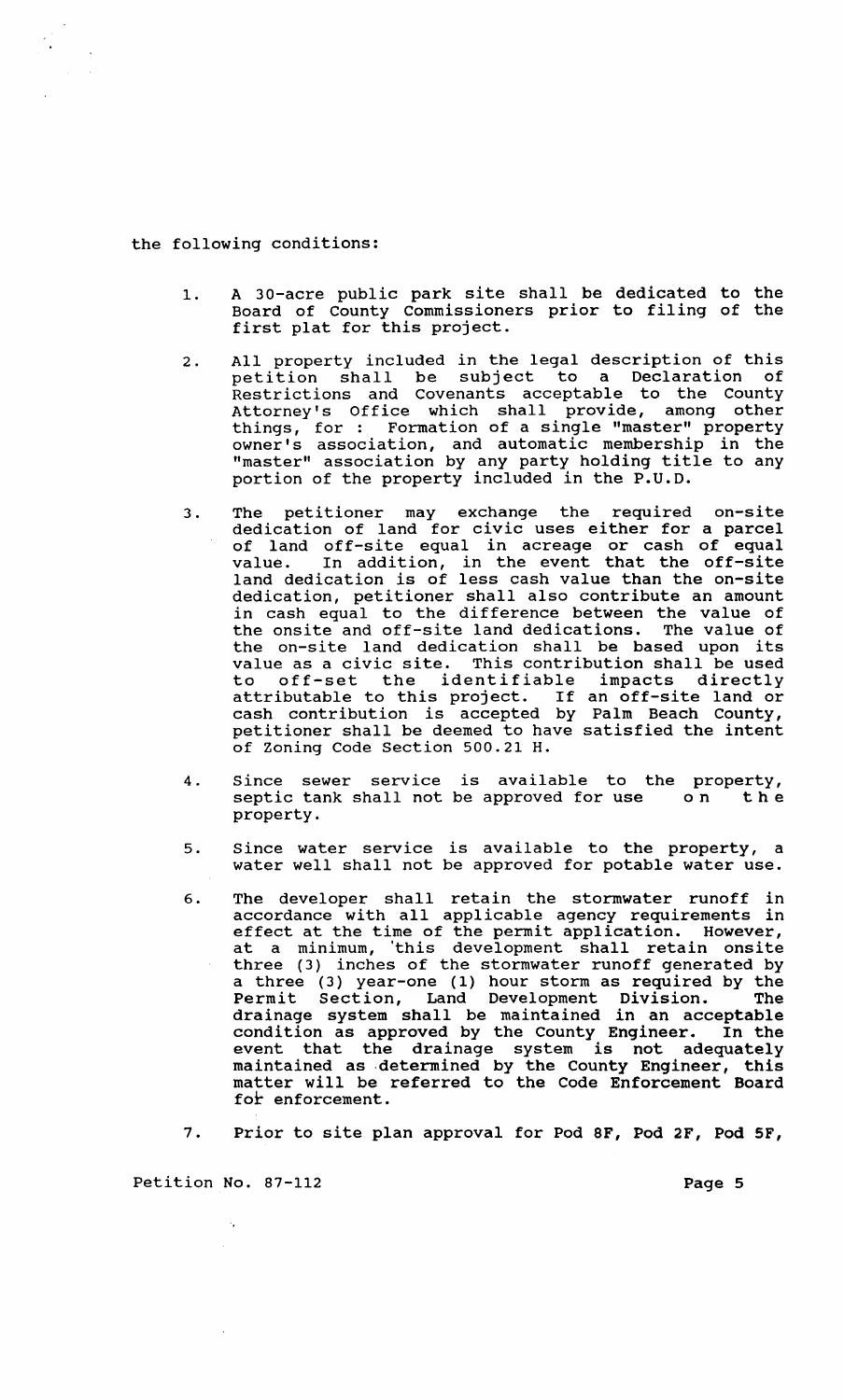the following conditions:

1. A 30-acre public park site shall be dedicated to the Board of County Commissioners prior to filing of the first plat for this project.

2. All property included in the legal description of this petition shall be subject to a Declaration of Restrictions and Covenants acceptable to the County Attorney's Office which shall provide, among other things, for : Formation of a single "master" property owner's association, and automatic membership in the "master" association by any party holding title to any portion of the property included in the P.U.D.

3. The petitioner may exchange the required on-site dedication of land for civic uses either for a parcel of land off-site equal in acreage or cash of equal value. In addition, in the event that the off-site land dedication is of less cash value than the on-site dedication, petitioner shall also contribute an amount in cash equal to the difference between the value of the onsite and off-site land dedications. The value of the on-site land dedication shall be based upon its value as a civic site. This contribution shall be used to off-set the identifiable impacts directly attributable to this project. If an off-site land or cash contribution is accepted by Palm Beach County, petitioner shall be deemed to have satisfied the intent of Zoning Code Section 500.21 H.

4. Since sewer service is available to the property, septic tank shall not be approved for use on the property.

5. Since water service is available to the property, a water well shall not be approved for potable water use.

6. The developer shall retain the stormwater runoff in accordance with all applicable agency requirements in effect at the time of the permit application. However, at a minimum, this development shall retain onsite three (3) inches of the stormwater runoff generated by a three (3) year-one (1) hour storm as required by the Permit Section, Land Development Division. The drainage system shall be maintained in an acceptable condition as approved by the County Engineer. In the event that the drainage system is not adequately maintained as determined by the County Engineer, this matter will be referred to the Code Enforcement Board for enforcement.

7. Prior to site plan approval for Pod 8F, Pod 2F, Pod 5F,

Petition No. 87-112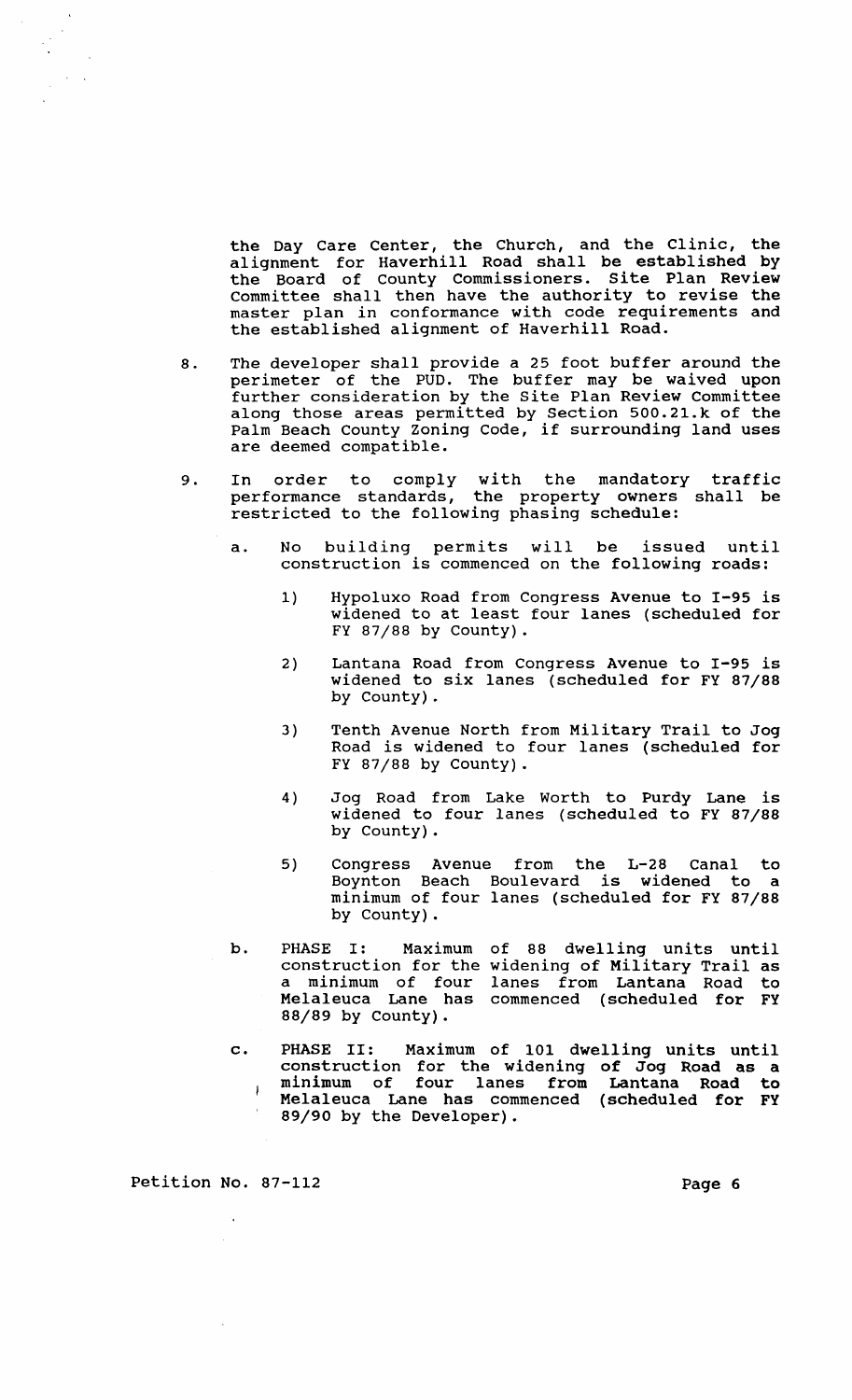the Day Care Center, the Church, and the Clinic, the alignment for Haverhill Road shall be established by the Board of County Commissioners. Site Plan Review Committee shall then have the authority to revise the master plan in conformance with code requirements and the established alignment of Haverhill Road.

8. The developer shall provide a 25 foot buffer around the perimeter of the PUD. The buffer may be waived upon further consideration by the Site Plan Review Committee along those areas permitted by Section 500.21.k of the Palm Beach County Zoning Code, if surrounding land uses are deemed compatible.

9. In order to comply with the mandatory traffic performance standards, the property owners shall be restricted to the following phasing schedule:

   a. No building permits will be issued until construction is commenced on the following roads:

      1) Hypoluxo Road from Congress Avenue to I-95 is widened to at least four lanes (scheduled for FY 87/88 by County).

      2) Lantana Road from Congress Avenue to I-95 is widened to six lanes (scheduled for FY 87/88 by County).

      3) Tenth Avenue North from Military Trail to Jog Road is widened to four lanes (scheduled for FY 87/88 by County).

      4) Jog Road from Lake Worth to Purdy Lane is widened to four lanes (scheduled to FY 87/88 by County).

      5) Congress Avenue from the L-28 Canal to Boynton Beach Boulevard is widened to a minimum of four lanes (scheduled for FY 87/88 by County).

   b. PHASE I: Maximum of 88 dwelling units until construction for the widening of Military Trail as a minimum of four lanes from Lantana Road to Melaleuca Lane has commenced (scheduled for FY 88/89 by County).

   c. PHASE II: Maximum of 101 dwelling units until construction for the widening of Jog Road as a minimum of four lanes from Lantana Road to Melaleuca Lane has commenced (scheduled for FY 89/90 by the Developer).

Petition No. 87-112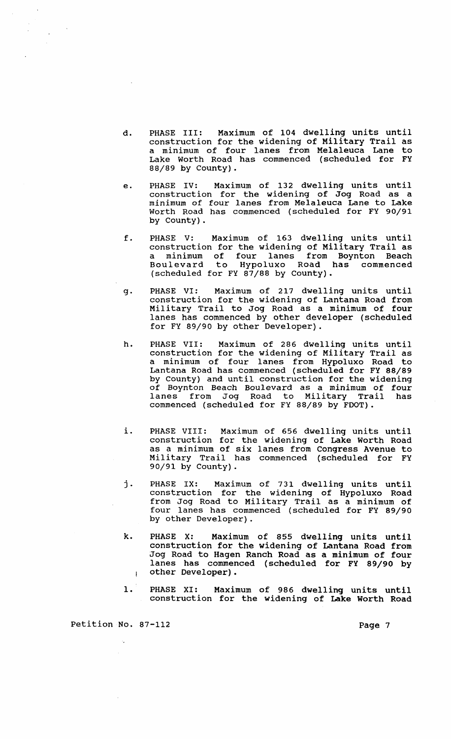d. PHASE III: Maximum of 104 dwelling units until construction for the widening of Military Trail as a minimum of four lanes from Melaleuca Lane to Lake Worth Road has commenced (scheduled for FY 88/89 by County).

e. PHASE IV: Maximum of 132 dwelling units until construction for the widening of Jog Road as a minimum of four lanes from Melaleuca Lane to Lake Worth Road has commenced (scheduled for FY 90/91 by County).

f. PHASE V: Maximum of 163 dwelling units until construction for the widening of Military Trail as a minimum of four lanes from Boynton Beach Boulevard to Hypoluxo Road has commenced (scheduled for FY 87/88 by County).

g. PHASE VI: Maximum of 217 dwelling units until construction for the widening of Lantana Road from Military Trail to Jog Road as a minimum of four lanes has commenced by other developer (scheduled for FY 89/90 by other Developer).

h. PHASE VII: Maximum of 286 dwelling units until construction for the widening of Military Trail as a minimum of four lanes from Hypoluxo Road to Lantana Road has commenced (scheduled for FY 88/89 by County) and until construction for the widening of Boynton Beach Boulevard as a minimum of four lanes from Jog Road to Military Trail has commenced (scheduled for FY 88/89 by FDOT).

i. PHASE VIII: Maximum of 656 dwelling units until construction for the widening of Lake Worth Road as a minimum of six lanes from Congress Avenue to Military Trail has commenced (scheduled for FY 90/91 by County).

j. PHASE IX: Maximum of 731 dwelling units until construction for the widening of Hypoluxo Road from Jog Road to Military Trail as a minimum of four lanes has commenced (scheduled for FY 89/90 by other Developer).

k. PHASE X: Maximum of 855 dwelling units until construction for the widening of Lantana Road from Jog Road to Hagen Ranch Road as a minimum of four lanes has commenced (scheduled for FY 89/90 by other Developer).

l. PHASE XI: Maximum of 986 dwelling units until construction for the widening of Lake Worth Road

Petition No. 87-112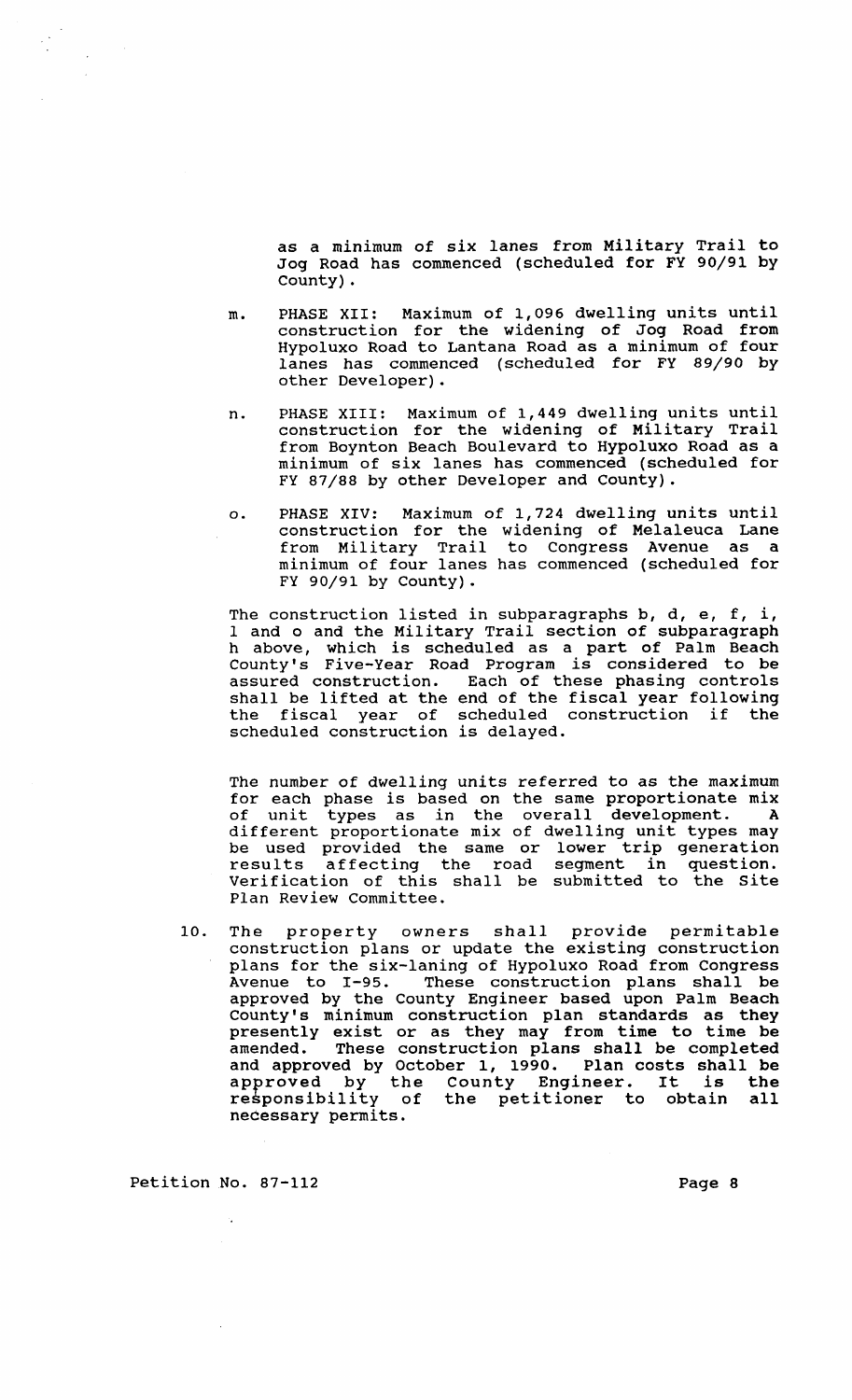as a minimum of six lanes from Military Trail to Jog Road has commenced (scheduled for FY 90/91 by County).

m. PHASE XII: Maximum of 1,096 dwelling units until construction for the widening of Jog Road from Hypoluxo Road to Lantana Road as a minimum of four lanes has commenced (scheduled for FY 89/90 by other Developer).

n. PHASE XIII: Maximum of 1,449 dwelling units until construction for the widening of Military Trail from Boynton Beach Boulevard to Hypoluxo Road as a minimum of six lanes has commenced (scheduled for FY 87/88 by other Developer and County).

o. PHASE XIV: Maximum of 1,724 dwelling units until construction for the widening of Melaleuca Lane from Military Trail to Congress Avenue as a minimum of four lanes has commenced (scheduled for FY 90/91 by County).

The construction listed in subparagraphs b, d, e, f, i, l and o and the Military Trail section of subparagraph h above, which is scheduled as a part of Palm Beach County's Five-Year Road Program is considered to be assured construction. Each of these phasing controls shall be lifted at the end of the fiscal year following the fiscal year of scheduled construction if the scheduled construction is delayed.

The number of dwelling units referred to as the maximum for each phase is based on the same proportionate mix of unit types as in the overall development. A different proportionate mix of dwelling unit types may be used provided the same or lower trip generation results affecting the road segment in question. Verification of this shall be submitted to the Site Plan Review Committee.

10. The property owners shall provide permitable construction plans or update the existing construction plans for the six-laning of Hypoluxo Road from Congress Avenue to I-95. These construction plans shall be approved by the County Engineer based upon Palm Beach County's minimum construction plan standards as they presently exist or as they may from time to time be amended. These construction plans shall be completed and approved by October 1, 1990. Plan costs shall be approved by the County Engineer. It is the responsibility of the petitioner to obtain all necessary permits.

Petition No. 87-112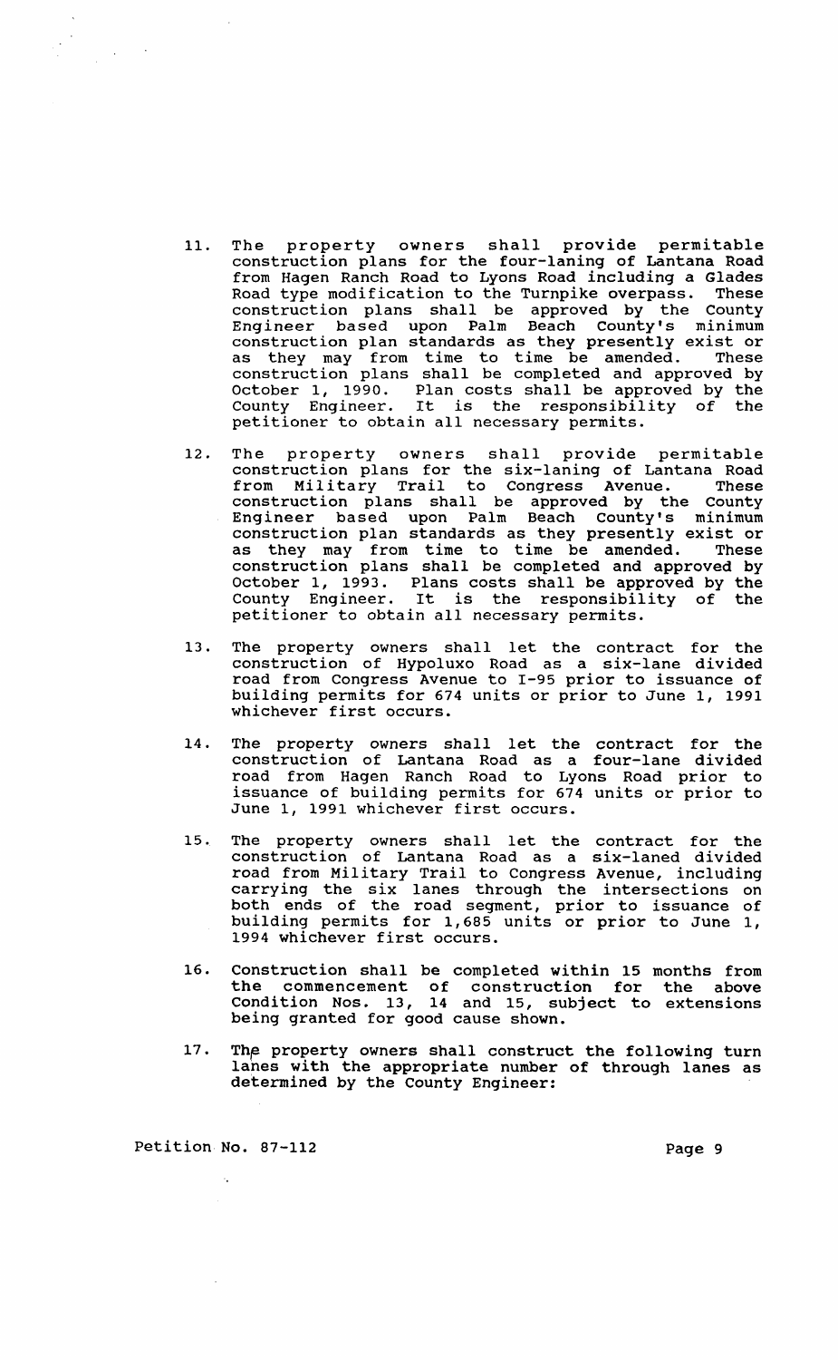11. The property owners shall provide permitable construction plans for the four-laning of Lantana Road from Hagen Ranch Road to Lyons Road including a Glades Road type modification to the Turnpike overpass. These construction plans shall be approved by the County Engineer based upon Palm Beach County's minimum construction plan standards as they presently exist or as they may from time to time be amended. These construction plans shall be completed and approved by October 1, 1990. Plan costs shall be approved by the County Engineer. It is the responsibility of the petitioner to obtain all necessary permits.

12. The property owners shall provide permitable construction plans for the six-laning of Lantana Road from Military Trail to Congress Avenue. These construction plans shall be approved by the County Engineer based upon Palm Beach County's minimum construction plan standards as they presently exist or as they may from time to time be amended. These construction plans shall be completed and approved by October 1, 1993. Plans costs shall be approved by the County Engineer. It is the responsibility of the petitioner to obtain all necessary permits.

13. The property owners shall let the contract for the construction of Hypoluxo Road as a six-lane divided road from Congress Avenue to I-95 prior to issuance of building permits for 674 units or prior to June 1, 1991 whichever first occurs.

14. The property owners shall let the contract for the construction of Lantana Road as a four-lane divided road from Hagen Ranch Road to Lyons Road prior to issuance of building permits for 674 units or prior to June 1, 1991 whichever first occurs.

15. The property owners shall let the contract for the construction of Lantana Road as a six-laned divided road from Military Trail to Congress Avenue, including carrying the six lanes through the intersections on both ends of the road segment, prior to issuance of building permits for 1,685 units or prior to June 1, 1994 whichever first occurs.

16. Construction shall be completed within 15 months from the commencement of construction for the above Condition Nos. 13, 14 and 15, subject to extensions being granted for good cause shown.

17. The property owners shall construct the following turn lanes with the appropriate number of through lanes as determined by the County Engineer: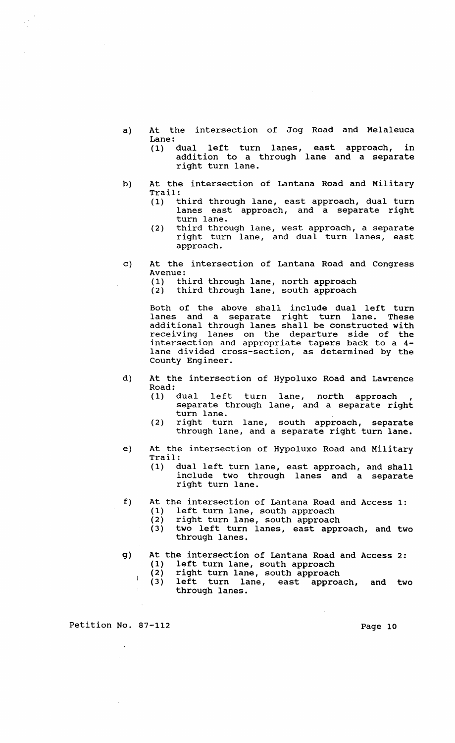a) At the intersection of Jog Road and Melaleuca Lane:
   (1) dual left turn lanes, east approach, in addition to a through lane and a separate right turn lane.

b) At the intersection of Lantana Road and Military Trail:
   (1) third through lane, east approach, dual turn lanes east approach, and a separate right turn lane.
   (2) third through lane, west approach, a separate right turn lane, and dual turn lanes, east approach.

c) At the intersection of Lantana Road and Congress Avenue:
   (1) third through lane, north approach
   (2) third through lane, south approach

   Both of the above shall include dual left turn lanes and a separate right turn lane. These additional through lanes shall be constructed with receiving lanes on the departure side of the intersection and appropriate tapers back to a 4-lane divided cross-section, as determined by the County Engineer.

d) At the intersection of Hypoluxo Road and Lawrence Road:
   (1) dual left turn lane, north approach , separate through lane, and a separate right turn lane.
   (2) right turn lane, south approach, separate through lane, and a separate right turn lane.

e) At the intersection of Hypoluxo Road and Military Trail:
   (1) dual left turn lane, east approach, and shall include two through lanes and a separate right turn lane.

f) At the intersection of Lantana Road and Access 1:
   (1) left turn lane, south approach
   (2) right turn lane, south approach
   (3) two left turn lanes, east approach, and two through lanes.

g) At the intersection of Lantana Road and Access 2:
   (1) left turn lane, south approach
   (2) right turn lane, south approach
   (3) left turn lane, east approach, and two through lanes.

Petition No. 87-112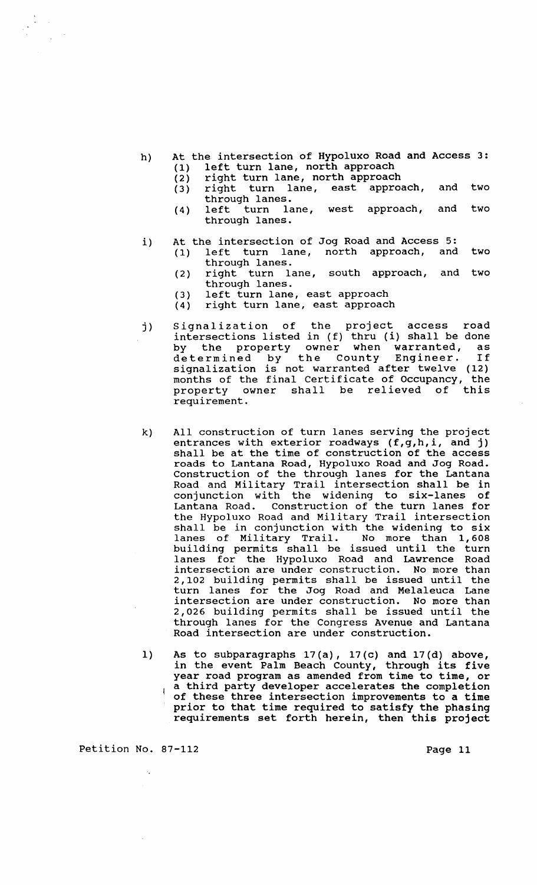h) At the intersection of Hypoluxo Road and Access 3:
   (1) left turn lane, north approach
   (2) right turn lane, north approach
   (3) right turn lane, east approach, and two through lanes.
   (4) left turn lane, west approach, and two through lanes.

i) At the intersection of Jog Road and Access 5:
   (1) left turn lane, north approach, and two through lanes.
   (2) right turn lane, south approach, and two through lanes.
   (3) left turn lane, east approach
   (4) right turn lane, east approach

j) Signalization of the project access road intersections listed in (f) thru (i) shall be done by the property owner when warranted, as determined by the County Engineer. If signalization is not warranted after twelve (12) months of the final Certificate of Occupancy, the property owner shall be relieved of this requirement.

k) All construction of turn lanes serving the project entrances with exterior roadways (f,g,h,i, and j) shall be at the time of construction of the access roads to Lantana Road, Hypoluxo Road and Jog Road. Construction of the through lanes for the Lantana Road and Military Trail intersection shall be in conjunction with the widening to six-lanes of Lantana Road. Construction of the turn lanes for the Hypoluxo Road and Military Trail intersection shall be in conjunction with the widening to six lanes of Military Trail. No more than 1,608 building permits shall be issued until the turn lanes for the Hypoluxo Road and Lawrence Road intersection are under construction. No more than 2,102 building permits shall be issued until the turn lanes for the Jog Road and Melaleuca Lane intersection are under construction. No more than 2,026 building permits shall be issued until the through lanes for the Congress Avenue and Lantana Road intersection are under construction.

l) As to subparagraphs 17(a), 17(c) and 17(d) above, in the event Palm Beach County, through its five year road program as amended from time to time, or a third party developer accelerates the completion of these three intersection improvements to a time prior to that time required to satisfy the phasing requirements set forth herein, then this project

Petition No. 87-112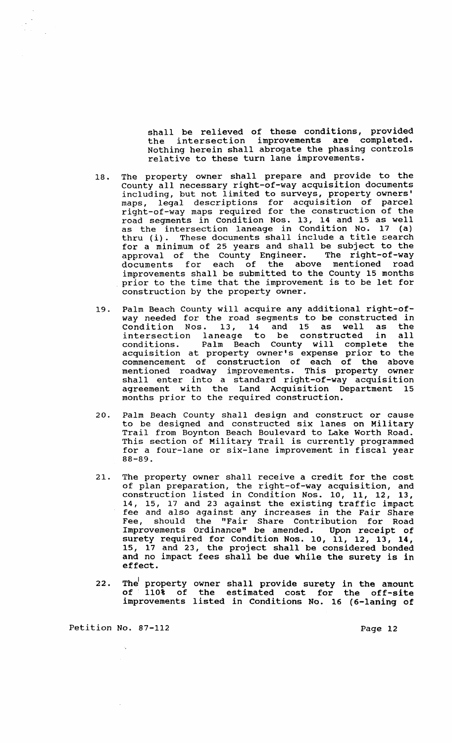shall be relieved of these conditions, provided the intersection improvements are completed. Nothing herein shall abrogate the phasing controls relative to these turn lane improvements.

18. The property owner shall prepare and provide to the County all necessary right-of-way acquisition documents including, but not limited to surveys, property owners' maps, legal descriptions for acquisition of parcel right-of-way maps required for the construction of the road segments in Condition Nos. 13, 14 and 15 as well as the intersection laneage in Condition No. 17 (a) thru (i). These documents shall include a title search for a minimum of 25 years and shall be subject to the approval of the County Engineer. The right-of-way documents for each of the above mentioned road improvements shall be submitted to the County 15 months prior to the time that the improvement is to be let for construction by the property owner.

19. Palm Beach County will acquire any additional right-of-way needed for the road segments to be constructed in Condition Nos. 13, 14 and 15 as well as the intersection laneage to be constructed in all conditions. Palm Beach County will complete the acquisition at property owner's expense prior to the commencement of construction of each of the above mentioned roadway improvements. This property owner shall enter into a standard right-of-way acquisition agreement with the Land Acquisition Department 15 months prior to the required construction.

20. Palm Beach County shall design and construct or cause to be designed and constructed six lanes on Military Trail from Boynton Beach Boulevard to Lake Worth Road. This section of Military Trail is currently programmed for a four-lane or six-lane improvement in fiscal year 88-89.

21. The property owner shall receive a credit for the cost of plan preparation, the right-of-way acquisition, and construction listed in Condition Nos. 10, 11, 12, 13, 14, 15, 17 and 23 against the existing traffic impact fee and also against any increases in the Fair Share Fee, should the "Fair Share Contribution for Road Improvements Ordinance" be amended. Upon receipt of surety required for Condition Nos. 10, 11, 12, 13, 14, 15, 17 and 23, the project shall be considered bonded and no impact fees shall be due while the surety is in effect.

22. The property owner shall provide surety in the amount of 110% of the estimated cost for the off-site improvements listed in Conditions No. 16 (6-laning of

Petition No. 87-112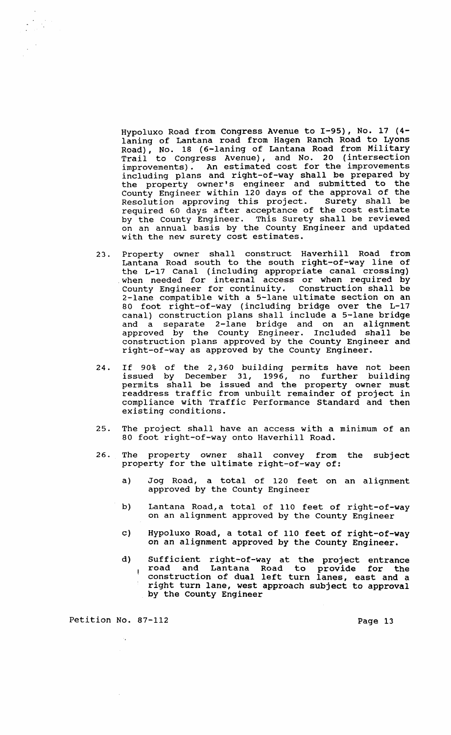Hypoluxo Road from Congress Avenue to I-95), No. 17 (4-laning of Lantana road from Hagen Ranch Road to Lyons Road), No. 18 (6-laning of Lantana Road from Military Trail to Congress Avenue), and No. 20 (intersection improvements). An estimated cost for the improvements including plans and right-of-way shall be prepared by the property owner's engineer and submitted to the County Engineer within 120 days of the approval of the Resolution approving this project. Surety shall be required 60 days after acceptance of the cost estimate by the County Engineer. This Surety shall be reviewed on an annual basis by the County Engineer and updated with the new surety cost estimates.

23. Property owner shall construct Haverhill Road from Lantana Road south to the south right-of-way line of the L-17 Canal (including appropriate canal crossing) when needed for internal access or when required by County Engineer for continuity. Construction shall be 2-lane compatible with a 5-lane ultimate section on an 80 foot right-of-way (including bridge over the L-17 canal) construction plans shall include a 5-lane bridge and a separate 2-lane bridge and on an alignment approved by the County Engineer. Included shall be construction plans approved by the County Engineer and right-of-way as approved by the County Engineer.

24. If 90% of the 2,360 building permits have not been issued by December 31, 1996, no further building permits shall be issued and the property owner must readdress traffic from unbuilt remainder of project in compliance with Traffic Performance Standard and then existing conditions.

25. The project shall have an access with a minimum of an 80 foot right-of-way onto Haverhill Road.

26. The property owner shall convey from the subject property for the ultimate right-of-way of:

    a) Jog Road, a total of 120 feet on an alignment approved by the County Engineer

    b) Lantana Road,a total of 110 feet of right-of-way on an alignment approved by the County Engineer

    c) Hypoluxo Road, a total of 110 feet of right-of-way on an alignment approved by the County Engineer.

    d) Sufficient right-of-way at the project entrance road and Lantana Road to provide for the construction of dual left turn lanes, east and a right turn lane, west approach subject to approval by the County Engineer

Petition No. 87-112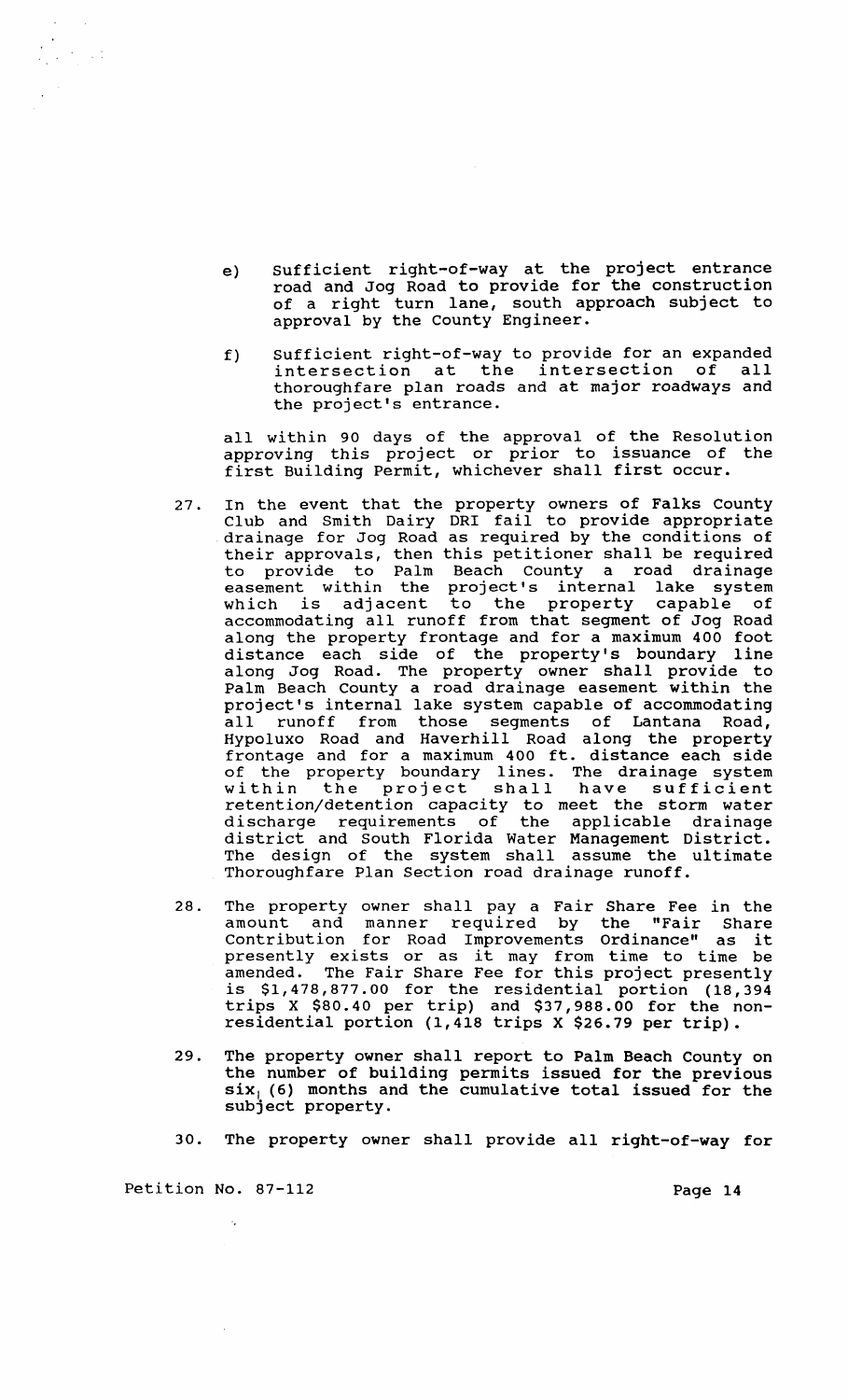e) Sufficient right-of-way at the project entrance road and Jog Road to provide for the construction of a right turn lane, south approach subject to approval by the County Engineer.

f) Sufficient right-of-way to provide for an expanded intersection at the intersection of all thoroughfare plan roads and at major roadways and the project's entrance.

all within 90 days of the approval of the Resolution approving this project or prior to issuance of the first Building Permit, whichever shall first occur.

27. In the event that the property owners of Falks County Club and Smith Dairy DRI fail to provide appropriate drainage for Jog Road as required by the conditions of their approvals, then this petitioner shall be required to provide to Palm Beach County a road drainage easement within the project's internal lake system which is adjacent to the property capable of accommodating all runoff from that segment of Jog Road along the property frontage and for a maximum 400 foot distance each side of the property's boundary line along Jog Road. The property owner shall provide to Palm Beach County a road drainage easement within the project's internal lake system capable of accommodating all runoff from those segments of Lantana Road, Hypoluxo Road and Haverhill Road along the property frontage and for a maximum 400 ft. distance each side of the property boundary lines. The drainage system within the project shall have sufficient retention/detention capacity to meet the storm water discharge requirements of the applicable drainage district and South Florida Water Management District. The design of the system shall assume the ultimate Thoroughfare Plan Section road drainage runoff.

28. The property owner shall pay a Fair Share Fee in the amount and manner required by the "Fair Share Contribution for Road Improvements Ordinance" as it presently exists or as it may from time to time be amended. The Fair Share Fee for this project presently is $1,478,877.00 for the residential portion (18,394 trips X $80.40 per trip) and $37,988.00 for the non-residential portion (1,418 trips X $26.79 per trip).

29. The property owner shall report to Palm Beach County on the number of building permits issued for the previous six (6) months and the cumulative total issued for the subject property.

30. The property owner shall provide all right-of-way for

Petition No. 87-112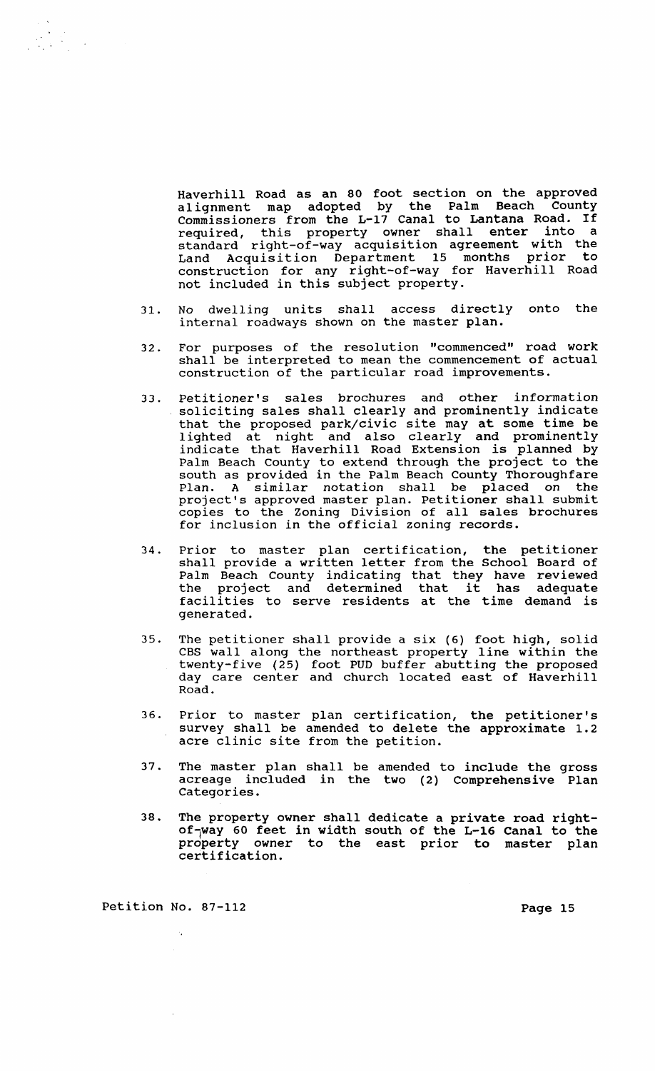Haverhill Road as an 80 foot section on the approved alignment map adopted by the Palm Beach County Commissioners from the L-17 Canal to Lantana Road. If required, this property owner shall enter into a standard right-of-way acquisition agreement with the Land Acquisition Department 15 months prior to construction for any right-of-way for Haverhill Road not included in this subject property.

31. No dwelling units shall access directly onto the internal roadways shown on the master plan.

32. For purposes of the resolution "commenced" road work shall be interpreted to mean the commencement of actual construction of the particular road improvements.

33. Petitioner's sales brochures and other information soliciting sales shall clearly and prominently indicate that the proposed park/civic site may at some time be lighted at night and also clearly and prominently indicate that Haverhill Road Extension is planned by Palm Beach County to extend through the project to the south as provided in the Palm Beach County Thoroughfare Plan. A similar notation shall be placed on the project's approved master plan. Petitioner shall submit copies to the Zoning Division of all sales brochures for inclusion in the official zoning records.

34. Prior to master plan certification, the petitioner shall provide a written letter from the School Board of Palm Beach County indicating that they have reviewed the project and determined that it has adequate facilities to serve residents at the time demand is generated.

35. The petitioner shall provide a six (6) foot high, solid CBS wall along the northeast property line within the twenty-five (25) foot PUD buffer abutting the proposed day care center and church located east of Haverhill Road.

36. Prior to master plan certification, the petitioner's survey shall be amended to delete the approximate 1.2 acre clinic site from the petition.

37. The master plan shall be amended to include the gross acreage included in the two (2) Comprehensive Plan Categories.

38. The property owner shall dedicate a private road right-of-way 60 feet in width south of the L-16 Canal to the property owner to the east prior to master plan certification.

Petition No. 87-112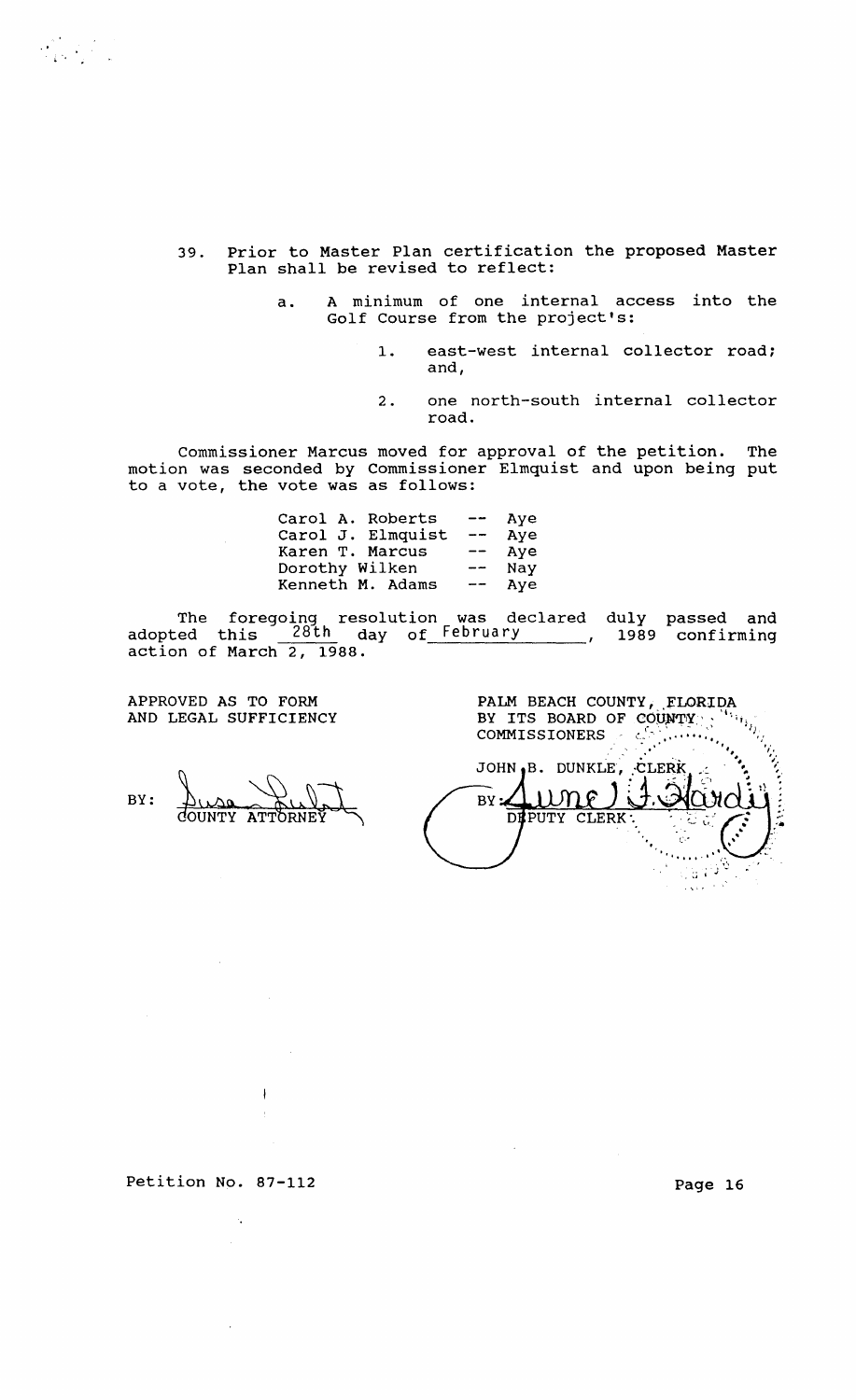39. Prior to Master Plan certification the proposed Master Plan shall be revised to reflect:

    a. A minimum of one internal access into the Golf Course from the project's:

        1. east-west internal collector road; and,

        2. one north-south internal collector road.

Commissioner Marcus moved for approval of the petition. The motion was seconded by Commissioner Elmquist and upon being put to a vote, the vote was as follows:

| | | |
|---|---|---|
| Carol A. Roberts | -- | Aye |
| Carol J. Elmquist | -- | Aye |
| Karen T. Marcus | -- | Aye |
| Dorothy Wilken | -- | Nay |
| Kenneth M. Adams | -- | Aye |

The foregoing resolution was declared duly passed and adopted this 28th day of February, 1989 confirming action of March 2, 1988.

APPROVED AS TO FORM AND LEGAL SUFFICIENCY

BY: COUNTY ATTORNEY

PALM BEACH COUNTY, FLORIDA BY ITS BOARD OF COUNTY COMMISSIONERS

JOHN B. DUNKLE, CLERK

BY: DEPUTY CLERK

Petition No. 87-112